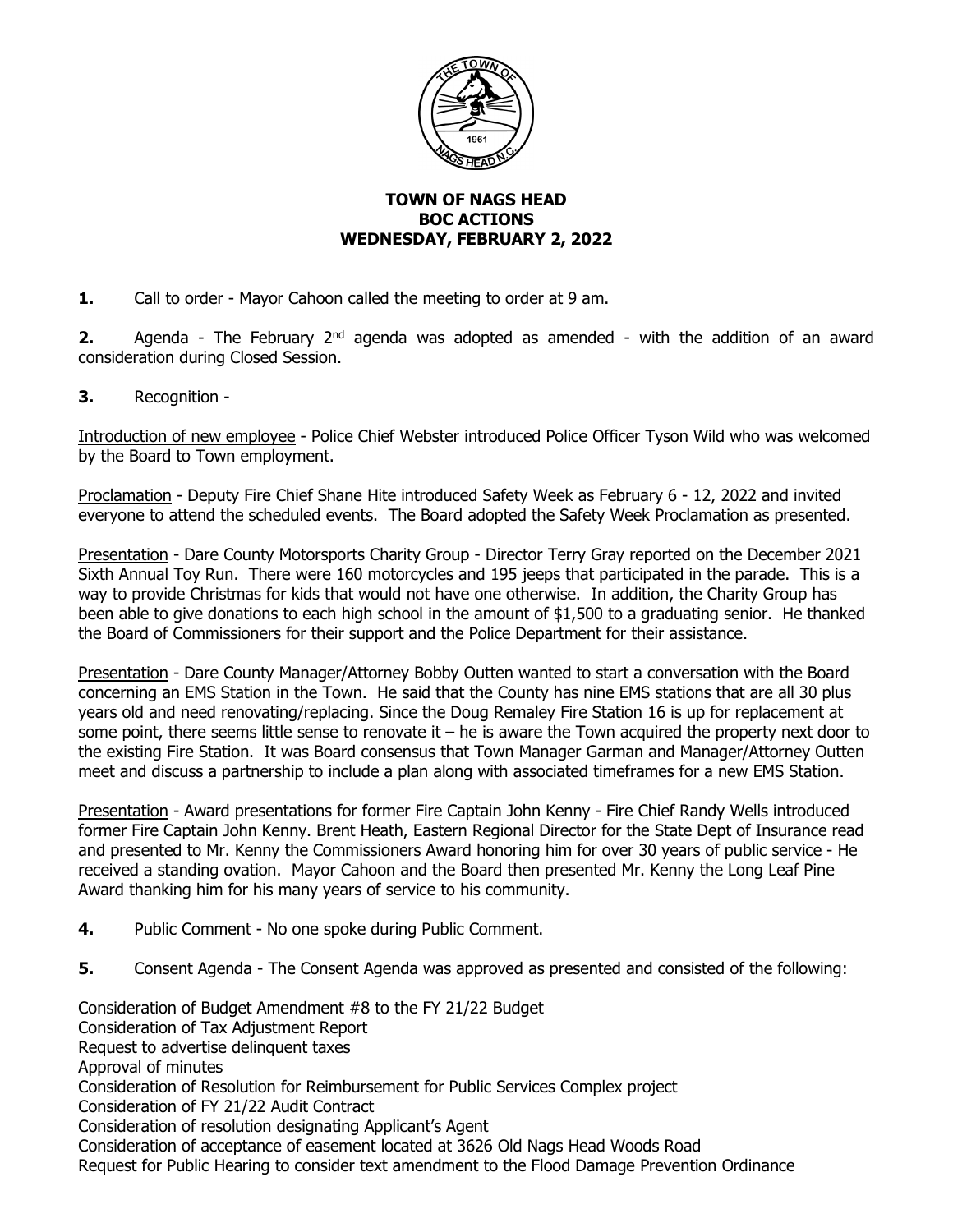# TOWN OF NAGS HEAD
## BOC ACTIONS
## WEDNESDAY, FEBRUARY 2, 2022

**1.** Call to order - Mayor Cahoon called the meeting to order at 9 am.

**2.** Agenda - The February 2nd agenda was adopted as amended - with the addition of an award consideration during Closed Session.

**3.** Recognition -

Introduction of new employee - Police Chief Webster introduced Police Officer Tyson Wild who was welcomed by the Board to Town employment.

Proclamation - Deputy Fire Chief Shane Hite introduced Safety Week as February 6 - 12, 2022 and invited everyone to attend the scheduled events. The Board adopted the Safety Week Proclamation as presented.

Presentation - Dare County Motorsports Charity Group - Director Terry Gray reported on the December 2021 Sixth Annual Toy Run. There were 160 motorcycles and 195 jeeps that participated in the parade. This is a way to provide Christmas for kids that would not have one otherwise. In addition, the Charity Group has been able to give donations to each high school in the amount of $1,500 to a graduating senior. He thanked the Board of Commissioners for their support and the Police Department for their assistance.

Presentation - Dare County Manager/Attorney Bobby Outten wanted to start a conversation with the Board concerning an EMS Station in the Town. He said that the County has nine EMS stations that are all 30 plus years old and need renovating/replacing. Since the Doug Remaley Fire Station 16 is up for replacement at some point, there seems little sense to renovate it – he is aware the Town acquired the property next door to the existing Fire Station. It was Board consensus that Town Manager Garman and Manager/Attorney Outten meet and discuss a partnership to include a plan along with associated timeframes for a new EMS Station.

Presentation - Award presentations for former Fire Captain John Kenny - Fire Chief Randy Wells introduced former Fire Captain John Kenny. Brent Heath, Eastern Regional Director for the State Dept of Insurance read and presented to Mr. Kenny the Commissioners Award honoring him for over 30 years of public service - He received a standing ovation. Mayor Cahoon and the Board then presented Mr. Kenny the Long Leaf Pine Award thanking him for his many years of service to his community.

**4.** Public Comment - No one spoke during Public Comment.

**5.** Consent Agenda - The Consent Agenda was approved as presented and consisted of the following:

Consideration of Budget Amendment #8 to the FY 21/22 Budget
Consideration of Tax Adjustment Report
Request to advertise delinquent taxes
Approval of minutes
Consideration of Resolution for Reimbursement for Public Services Complex project
Consideration of FY 21/22 Audit Contract
Consideration of resolution designating Applicant's Agent
Consideration of acceptance of easement located at 3626 Old Nags Head Woods Road
Request for Public Hearing to consider text amendment to the Flood Damage Prevention Ordinance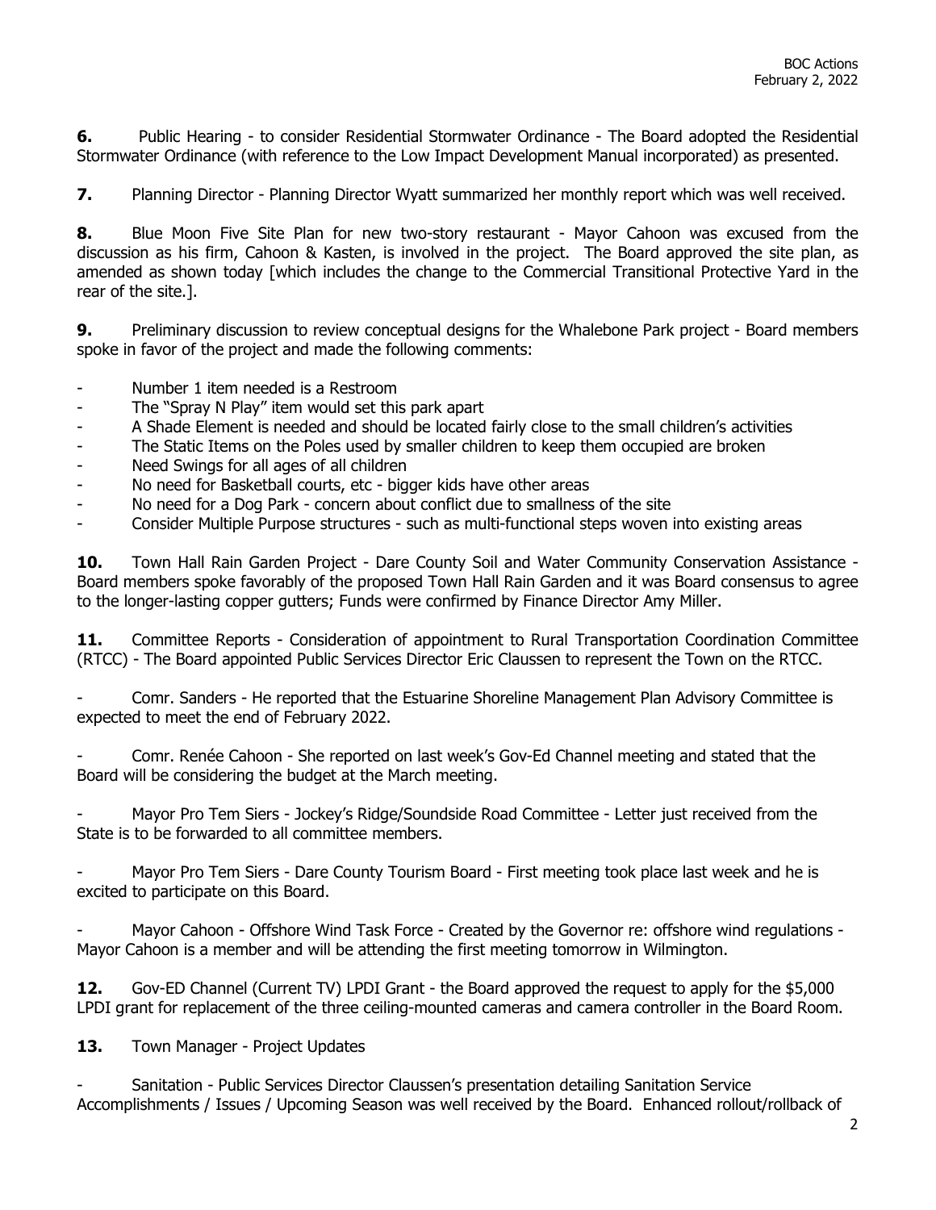**6.** Public Hearing - to consider Residential Stormwater Ordinance - The Board adopted the Residential Stormwater Ordinance (with reference to the Low Impact Development Manual incorporated) as presented.

**7.** Planning Director - Planning Director Wyatt summarized her monthly report which was well received.

**8.** Blue Moon Five Site Plan for new two-story restaurant - Mayor Cahoon was excused from the discussion as his firm, Cahoon & Kasten, is involved in the project. The Board approved the site plan, as amended as shown today [which includes the change to the Commercial Transitional Protective Yard in the rear of the site.].

**9.** Preliminary discussion to review conceptual designs for the Whalebone Park project - Board members spoke in favor of the project and made the following comments:

- Number 1 item needed is a Restroom
- The "Spray N Play" item would set this park apart
- A Shade Element is needed and should be located fairly close to the small children's activities
- The Static Items on the Poles used by smaller children to keep them occupied are broken
- Need Swings for all ages of all children
- No need for Basketball courts, etc - bigger kids have other areas
- No need for a Dog Park - concern about conflict due to smallness of the site
- Consider Multiple Purpose structures - such as multi-functional steps woven into existing areas

**10.** Town Hall Rain Garden Project - Dare County Soil and Water Community Conservation Assistance - Board members spoke favorably of the proposed Town Hall Rain Garden and it was Board consensus to agree to the longer-lasting copper gutters; Funds were confirmed by Finance Director Amy Miller.

**11.** Committee Reports - Consideration of appointment to Rural Transportation Coordination Committee (RTCC) - The Board appointed Public Services Director Eric Claussen to represent the Town on the RTCC.

- Comr. Sanders - He reported that the Estuarine Shoreline Management Plan Advisory Committee is expected to meet the end of February 2022.

- Comr. Renée Cahoon - She reported on last week's Gov-Ed Channel meeting and stated that the Board will be considering the budget at the March meeting.

- Mayor Pro Tem Siers - Jockey's Ridge/Soundside Road Committee - Letter just received from the State is to be forwarded to all committee members.

- Mayor Pro Tem Siers - Dare County Tourism Board - First meeting took place last week and he is excited to participate on this Board.

- Mayor Cahoon - Offshore Wind Task Force - Created by the Governor re: offshore wind regulations - Mayor Cahoon is a member and will be attending the first meeting tomorrow in Wilmington.

**12.** Gov-ED Channel (Current TV) LPDI Grant - the Board approved the request to apply for the $5,000 LPDI grant for replacement of the three ceiling-mounted cameras and camera controller in the Board Room.

**13.** Town Manager - Project Updates

- Sanitation - Public Services Director Claussen's presentation detailing Sanitation Service Accomplishments / Issues / Upcoming Season was well received by the Board. Enhanced rollout/rollback of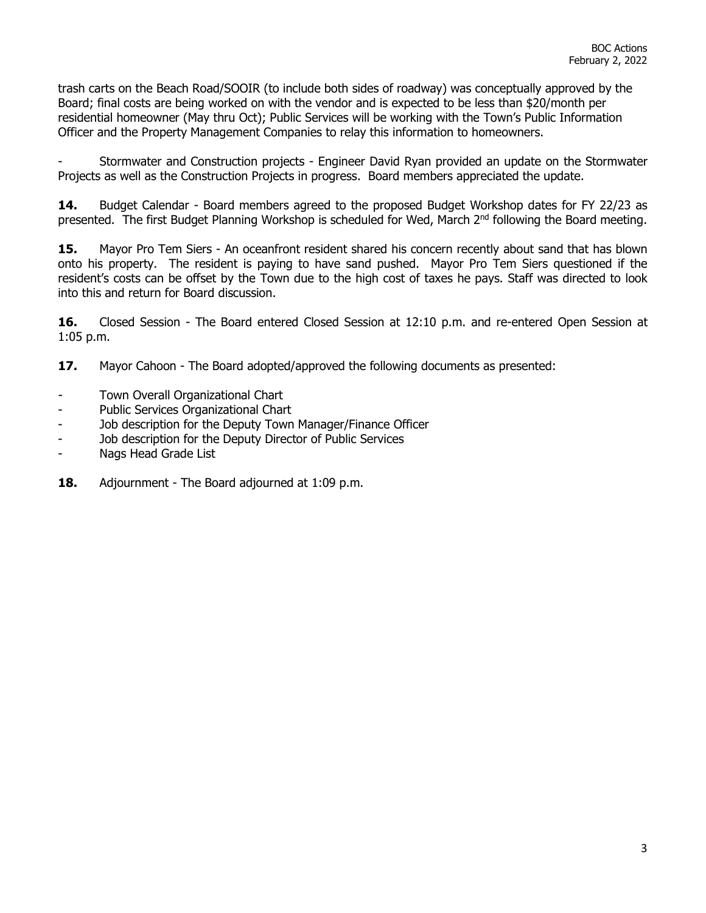trash carts on the Beach Road/SOOIR (to include both sides of roadway) was conceptually approved by the Board; final costs are being worked on with the vendor and is expected to be less than $20/month per residential homeowner (May thru Oct); Public Services will be working with the Town's Public Information Officer and the Property Management Companies to relay this information to homeowners.

- Stormwater and Construction projects - Engineer David Ryan provided an update on the Stormwater Projects as well as the Construction Projects in progress. Board members appreciated the update.

**14.** Budget Calendar - Board members agreed to the proposed Budget Workshop dates for FY 22/23 as presented. The first Budget Planning Workshop is scheduled for Wed, March 2nd following the Board meeting.

**15.** Mayor Pro Tem Siers - An oceanfront resident shared his concern recently about sand that has blown onto his property. The resident is paying to have sand pushed. Mayor Pro Tem Siers questioned if the resident's costs can be offset by the Town due to the high cost of taxes he pays. Staff was directed to look into this and return for Board discussion.

**16.** Closed Session - The Board entered Closed Session at 12:10 p.m. and re-entered Open Session at 1:05 p.m.

**17.** Mayor Cahoon - The Board adopted/approved the following documents as presented:

- Town Overall Organizational Chart
- Public Services Organizational Chart
- Job description for the Deputy Town Manager/Finance Officer
- Job description for the Deputy Director of Public Services
- Nags Head Grade List

**18.** Adjournment - The Board adjourned at 1:09 p.m.